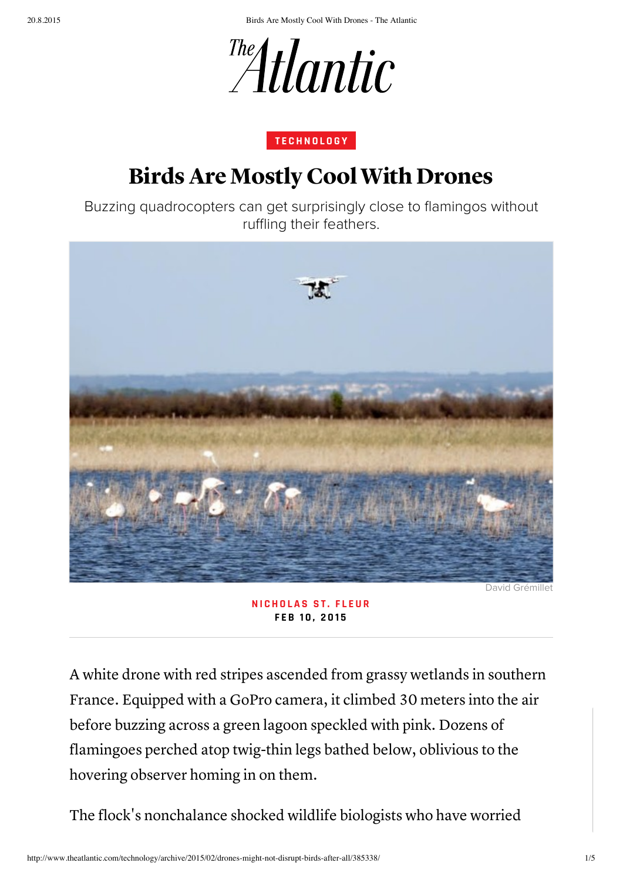TECHNOLOGY

# Birds Are Mostly Cool With Drones

Buzzing quadrocopters can get surprisingly close to flamingos without ruffling their feathers.

David Grémillet

**NICHOLAS ST. FLEUR**
**FEB 10, 2015**

A white drone with red stripes ascended from grassy wetlands in southern France. Equipped with a GoPro camera, it climbed 30 meters into the air before buzzing across a green lagoon speckled with pink. Dozens of flamingoes perched atop twig-thin legs bathed below, oblivious to the hovering observer homing in on them.

The flock's nonchalance shocked wildlife biologists who have worried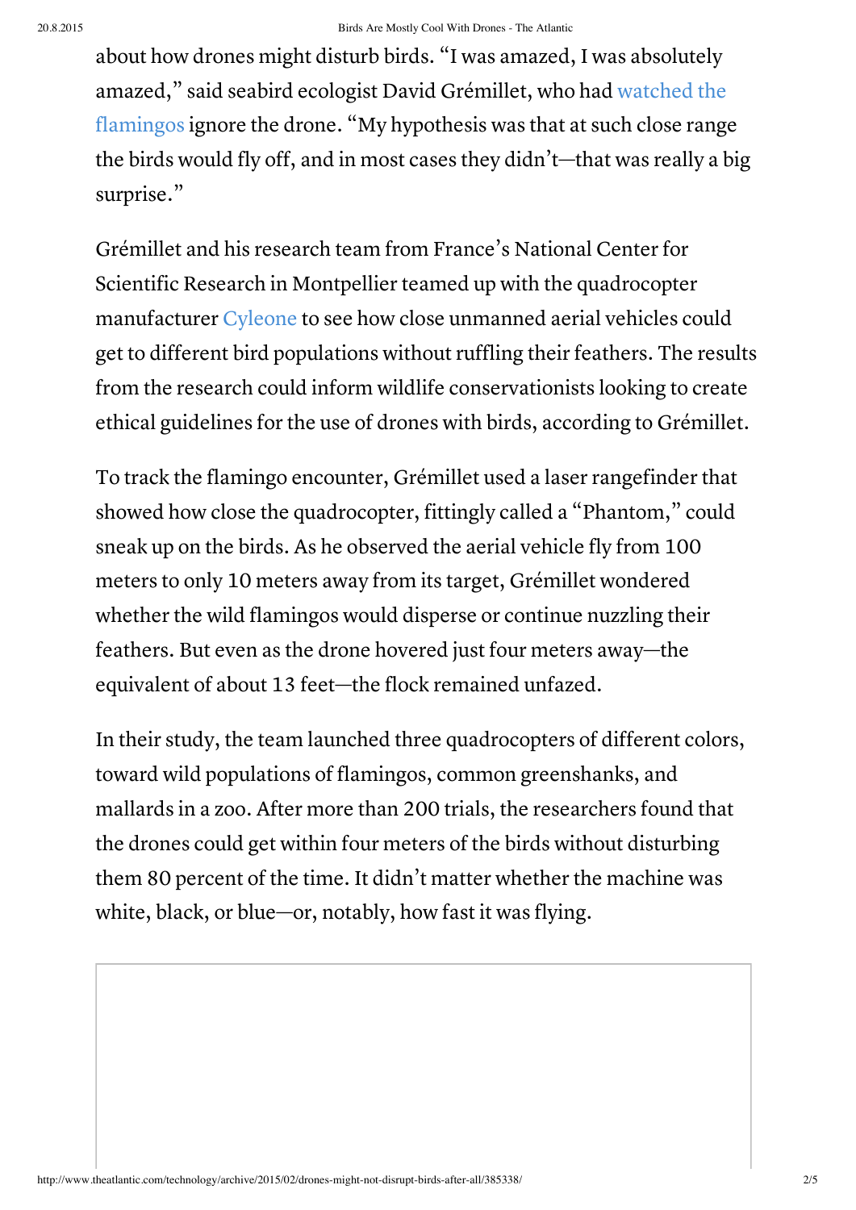about how drones might disturb birds. "I was amazed, I was absolutely amazed," said seabird ecologist David Grémillet, who had watched the flamingos ignore the drone. "My hypothesis was that at such close range the birds would fly off, and in most cases they didn't—that was really a big surprise."

Grémillet and his research team from France's National Center for Scientific Research in Montpellier teamed up with the quadrocopter manufacturer Cyleone to see how close unmanned aerial vehicles could get to different bird populations without ruffling their feathers. The results from the research could inform wildlife conservationists looking to create ethical guidelines for the use of drones with birds, according to Grémillet.

To track the flamingo encounter, Grémillet used a laser rangefinder that showed how close the quadrocopter, fittingly called a "Phantom," could sneak up on the birds. As he observed the aerial vehicle fly from 100 meters to only 10 meters away from its target, Grémillet wondered whether the wild flamingos would disperse or continue nuzzling their feathers. But even as the drone hovered just four meters away—the equivalent of about 13 feet—the flock remained unfazed.

In their study, the team launched three quadrocopters of different colors, toward wild populations of flamingos, common greenshanks, and mallards in a zoo. After more than 200 trials, the researchers found that the drones could get within four meters of the birds without disturbing them 80 percent of the time. It didn't matter whether the machine was white, black, or blue—or, notably, how fast it was flying.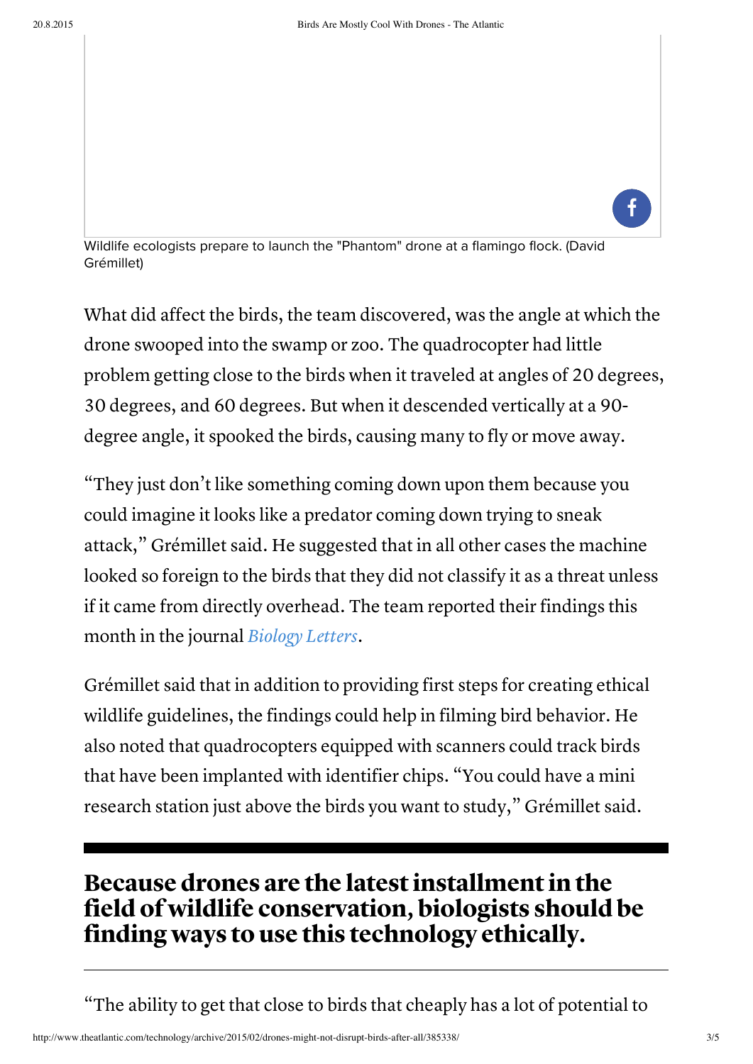Wildlife ecologists prepare to launch the "Phantom" drone at a flamingo flock. (David Grémillet)

What did affect the birds, the team discovered, was the angle at which the drone swooped into the swamp or zoo. The quadrocopter had little problem getting close to the birds when it traveled at angles of 20 degrees, 30 degrees, and 60 degrees. But when it descended vertically at a 90-degree angle, it spooked the birds, causing many to fly or move away.

"They just don't like something coming down upon them because you could imagine it looks like a predator coming down trying to sneak attack," Grémillet said. He suggested that in all other cases the machine looked so foreign to the birds that they did not classify it as a threat unless if it came from directly overhead. The team reported their findings this month in the journal *Biology Letters*.

Grémillet said that in addition to providing first steps for creating ethical wildlife guidelines, the findings could help in filming bird behavior. He also noted that quadrocopters equipped with scanners could track birds that have been implanted with identifier chips. "You could have a mini research station just above the birds you want to study," Grémillet said.

## Because drones are the latest installment in the field of wildlife conservation, biologists should be finding ways to use this technology ethically.

"The ability to get that close to birds that cheaply has a lot of potential to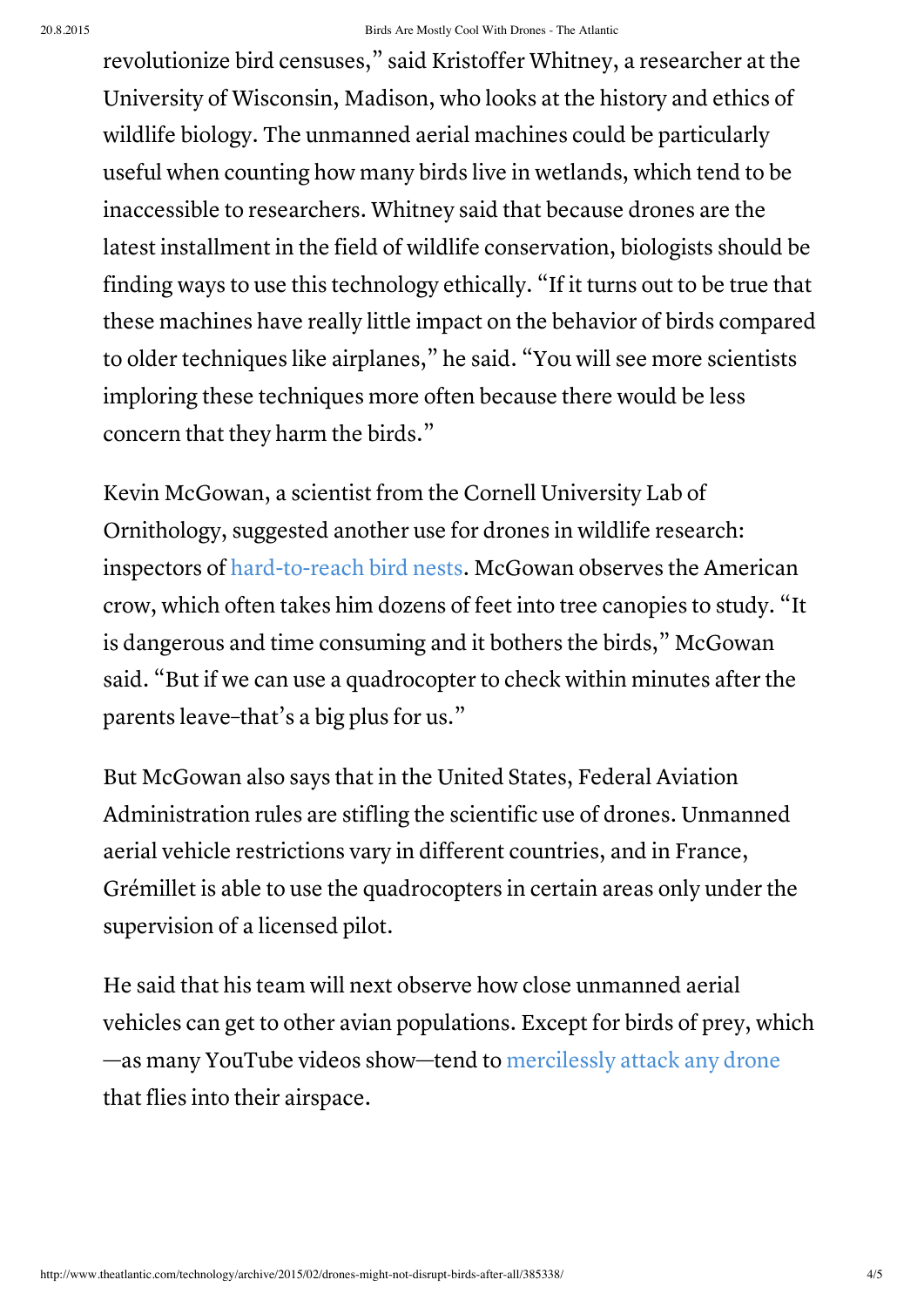revolutionize bird censuses," said Kristoffer Whitney, a researcher at the University of Wisconsin, Madison, who looks at the history and ethics of wildlife biology. The unmanned aerial machines could be particularly useful when counting how many birds live in wetlands, which tend to be inaccessible to researchers. Whitney said that because drones are the latest installment in the field of wildlife conservation, biologists should be finding ways to use this technology ethically. "If it turns out to be true that these machines have really little impact on the behavior of birds compared to older techniques like airplanes," he said. "You will see more scientists imploring these techniques more often because there would be less concern that they harm the birds."

Kevin McGowan, a scientist from the Cornell University Lab of Ornithology, suggested another use for drones in wildlife research: inspectors of hard-to-reach bird nests. McGowan observes the American crow, which often takes him dozens of feet into tree canopies to study. "It is dangerous and time consuming and it bothers the birds," McGowan said. "But if we can use a quadrocopter to check within minutes after the parents leave–that's a big plus for us."

But McGowan also says that in the United States, Federal Aviation Administration rules are stifling the scientific use of drones. Unmanned aerial vehicle restrictions vary in different countries, and in France, Grémillet is able to use the quadrocopters in certain areas only under the supervision of a licensed pilot.

He said that his team will next observe how close unmanned aerial vehicles can get to other avian populations. Except for birds of prey, which —as many YouTube videos show—tend to mercilessly attack any drone that flies into their airspace.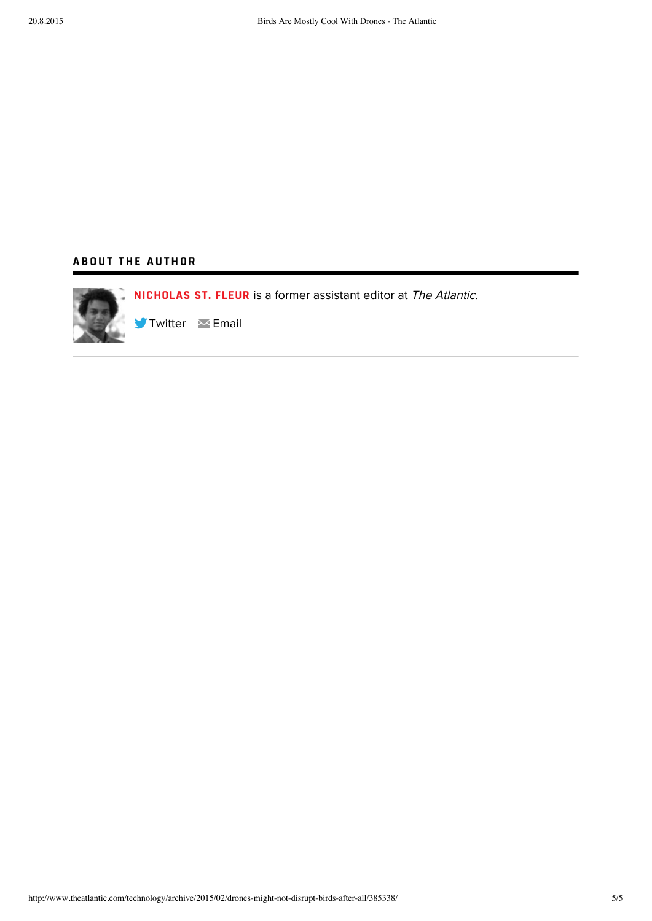## ABOUT THE AUTHOR

**NICHOLAS ST. FLEUR** is a former assistant editor at *The Atlantic*.

Twitter Email